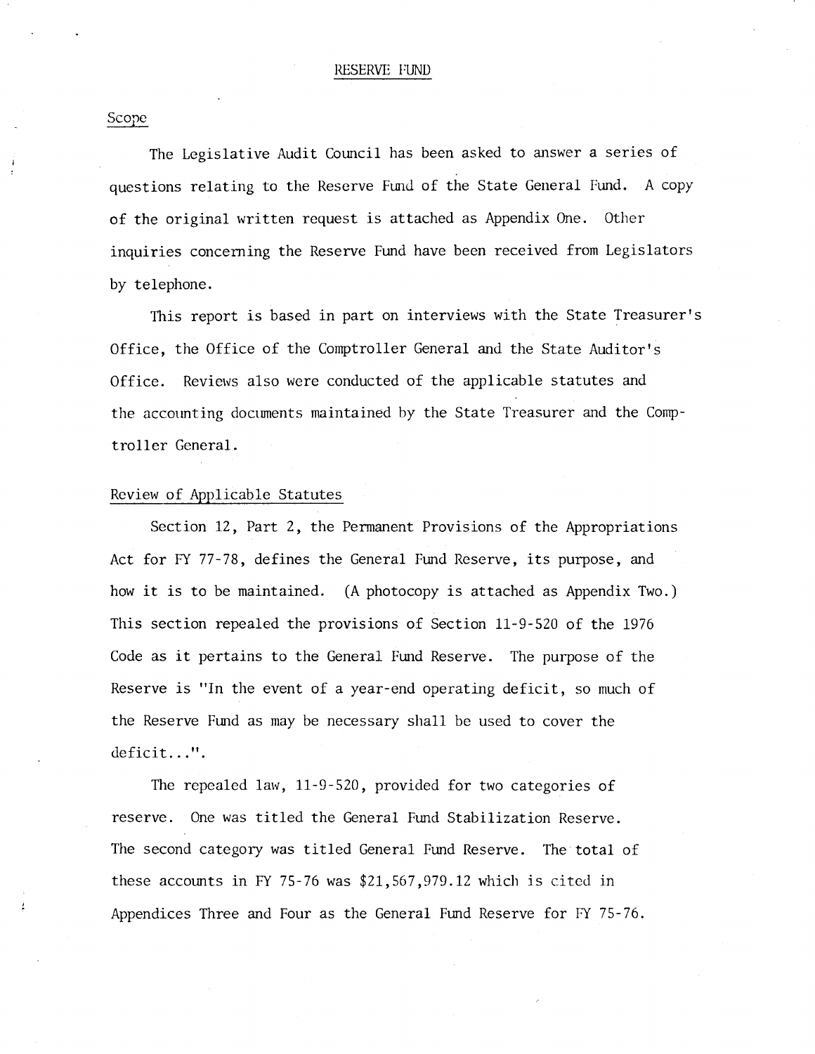# RESERVE FUND

## Scope

The Legislative Audit Council has been asked to answer a series of questions relating to the Reserve Fund of the State General Fund. A copy of the original written request is attached as Appendix One. Other inquiries concerning the Reserve Fund have been received from Legislators by telephone.

This report is based in part on interviews with the State Treasurer's Office, the Office of the Comptroller General and the State Auditor's Office. Reviews also were conducted of the applicable statutes and the accounting documents maintained by the State Treasurer and the Comptroller General.

## Review of Applicable Statutes

Section 12, Part 2, the Permanent Provisions of the Appropriations Act for FY 77-78, defines the General Fund Reserve, its purpose, and how it is to be maintained. (A photocopy is attached as Appendix Two.) This section repealed the provisions of Section 11-9-520 of the 1976 Code as it pertains to the General Fund Reserve. The purpose of the Reserve is "In the event of a year-end operating deficit, so much of the Reserve Fund as may be necessary shall be used to cover the deficit...".

The repealed law, 11-9-520, provided for two categories of reserve. One was titled the General Fund Stabilization Reserve. The second category was titled General Fund Reserve. The total of these accounts in FY 75-76 was $21,567,979.12 which is cited in Appendices Three and Four as the General Fund Reserve for FY 75-76.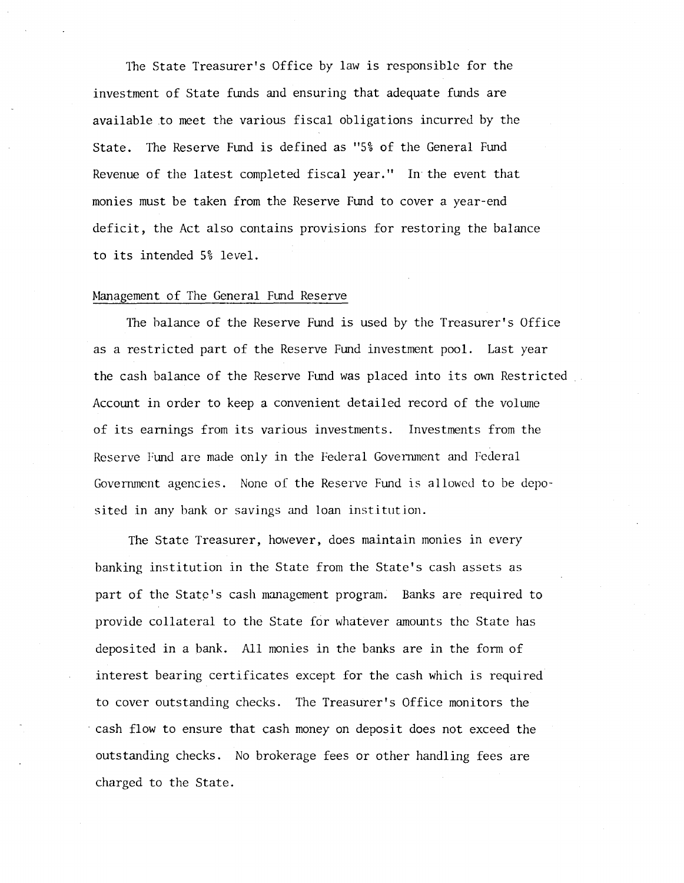The State Treasurer's Office by law is responsible for the investment of State funds and ensuring that adequate funds are available to meet the various fiscal obligations incurred by the State. The Reserve Fund is defined as "5% of the General Fund Revenue of the latest completed fiscal year." In the event that monies must be taken from the Reserve Fund to cover a year-end deficit, the Act also contains provisions for restoring the balance to its intended 5% level.

## Management of The General Fund Reserve

The balance of the Reserve Fund is used by the Treasurer's Office as a restricted part of the Reserve Fund investment pool. Last year the cash balance of the Reserve Fund was placed into its own Restricted Account in order to keep a convenient detailed record of the volume of its earnings from its various investments. Investments from the Reserve Fund are made only in the Federal Government and Federal Government agencies. None of the Reserve Fund is allowed to be deposited in any bank or savings and loan institution.

The State Treasurer, however, does maintain monies in every banking institution in the State from the State's cash assets as part of the State's cash management program. Banks are required to provide collateral to the State for whatever amounts the State has deposited in a bank. All monies in the banks are in the form of interest bearing certificates except for the cash which is required to cover outstanding checks. The Treasurer's Office monitors the cash flow to ensure that cash money on deposit does not exceed the outstanding checks. No brokerage fees or other handling fees are charged to the State.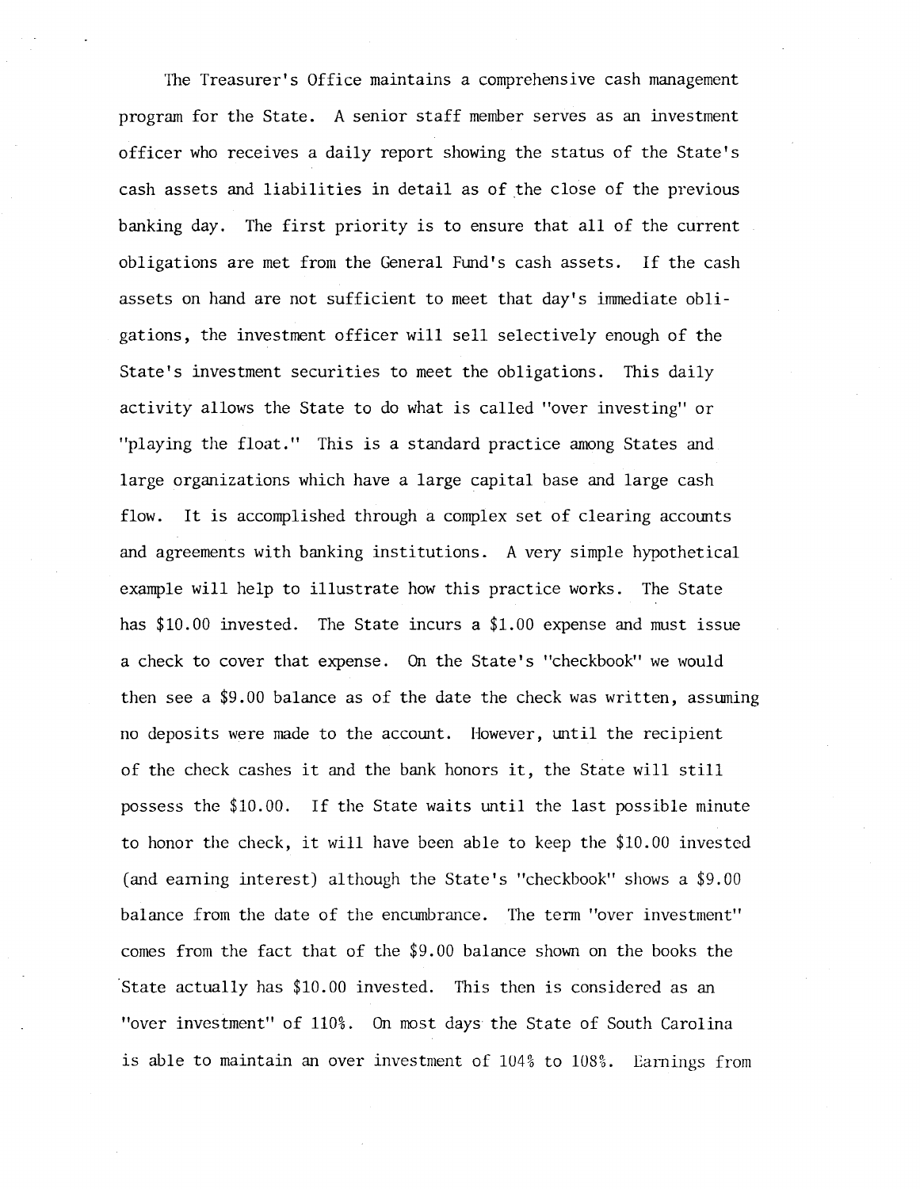The Treasurer's Office maintains a comprehensive cash management program for the State. A senior staff member serves as an investment officer who receives a daily report showing the status of the State's cash assets and liabilities in detail as of the close of the previous banking day. The first priority is to ensure that all of the current obligations are met from the General Fund's cash assets. If the cash assets on hand are not sufficient to meet that day's immediate obligations, the investment officer will sell selectively enough of the State's investment securities to meet the obligations. This daily activity allows the State to do what is called "over investing" or "playing the float." This is a standard practice among States and large organizations which have a large capital base and large cash flow. It is accomplished through a complex set of clearing accounts and agreements with banking institutions. A very simple hypothetical example will help to illustrate how this practice works. The State has $10.00 invested. The State incurs a $1.00 expense and must issue a check to cover that expense. On the State's "checkbook" we would then see a $9.00 balance as of the date the check was written, assuming no deposits were made to the account. However, until the recipient of the check cashes it and the bank honors it, the State will still possess the $10.00. If the State waits until the last possible minute to honor the check, it will have been able to keep the $10.00 invested (and earning interest) although the State's "checkbook" shows a $9.00 balance from the date of the encumbrance. The term "over investment" comes from the fact that of the $9.00 balance shown on the books the State actually has $10.00 invested. This then is considered as an "over investment" of 110%. On most days the State of South Carolina is able to maintain an over investment of 104% to 108%. Earnings from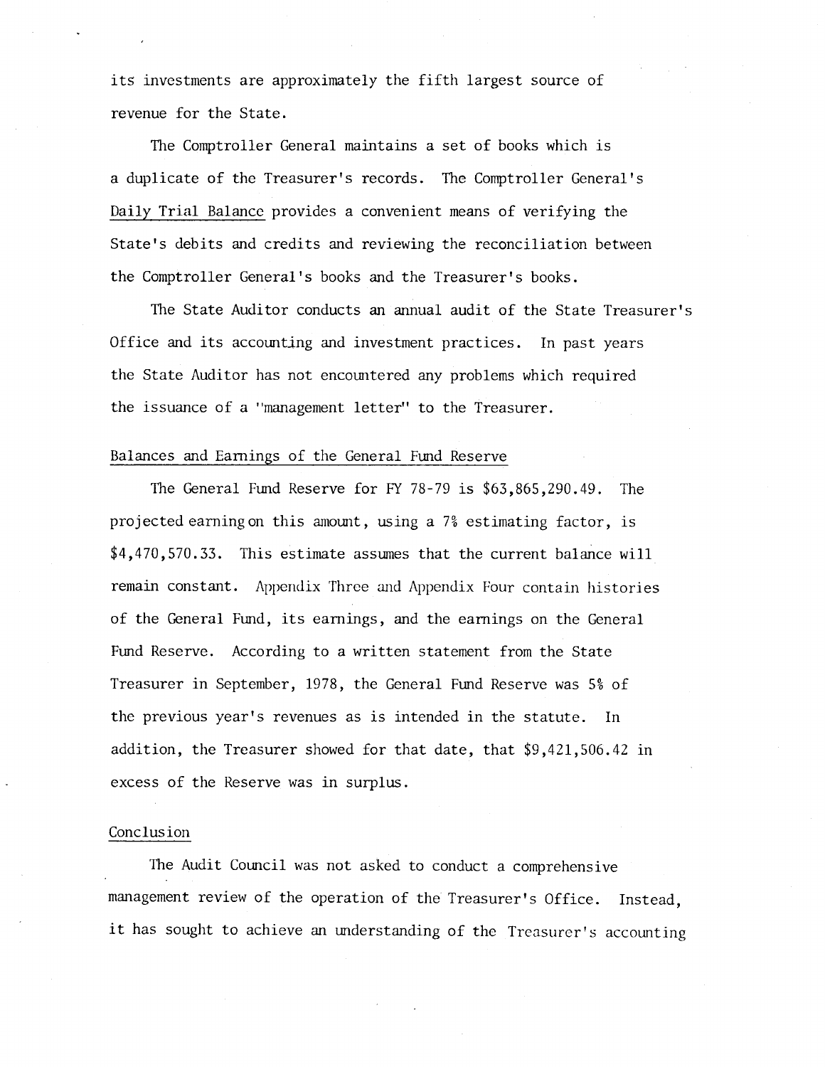its investments are approximately the fifth largest source of revenue for the State.

The Comptroller General maintains a set of books which is a duplicate of the Treasurer's records. The Comptroller General's Daily Trial Balance provides a convenient means of verifying the State's debits and credits and reviewing the reconciliation between the Comptroller General's books and the Treasurer's books.

The State Auditor conducts an annual audit of the State Treasurer's Office and its accounting and investment practices. In past years the State Auditor has not encountered any problems which required the issuance of a "management letter" to the Treasurer.

## Balances and Earnings of the General Fund Reserve

The General Fund Reserve for FY 78-79 is $63,865,290.49. The projected earning on this amount, using a 7% estimating factor, is $4,470,570.33. This estimate assumes that the current balance will remain constant. Appendix Three and Appendix Four contain histories of the General Fund, its earnings, and the earnings on the General Fund Reserve. According to a written statement from the State Treasurer in September, 1978, the General Fund Reserve was 5% of the previous year's revenues as is intended in the statute. In addition, the Treasurer showed for that date, that $9,421,506.42 in excess of the Reserve was in surplus.

## Conclusion

The Audit Council was not asked to conduct a comprehensive management review of the operation of the Treasurer's Office. Instead, it has sought to achieve an understanding of the Treasurer's accounting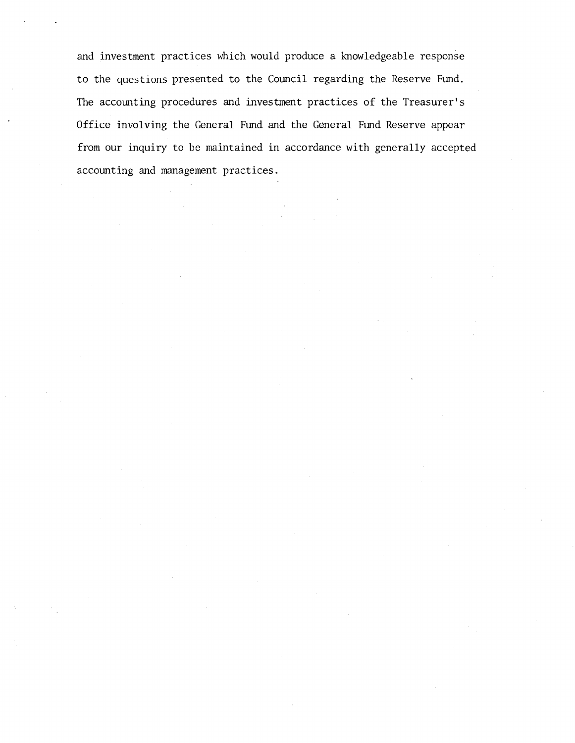and investment practices which would produce a knowledgeable response to the questions presented to the Council regarding the Reserve Fund. The accounting procedures and investment practices of the Treasurer's Office involving the General Fund and the General Fund Reserve appear from our inquiry to be maintained in accordance with generally accepted accounting and management practices.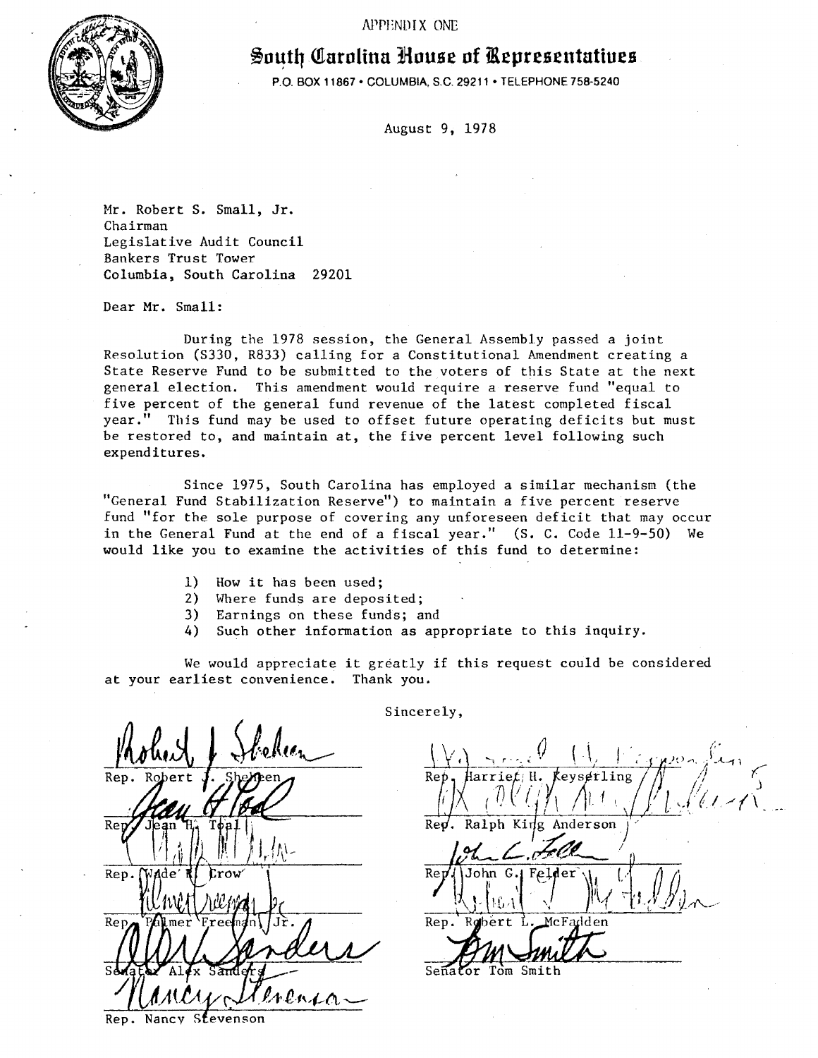APPENDIX ONE

# South Carolina House of Representatives

P.O. BOX 11867 • COLUMBIA, S.C. 29211 • TELEPHONE 758-5240

August 9, 1978

Mr. Robert S. Small, Jr.
Chairman
Legislative Audit Council
Bankers Trust Tower
Columbia, South Carolina 29201

Dear Mr. Small:

During the 1978 session, the General Assembly passed a joint Resolution (S330, R833) calling for a Constitutional Amendment creating a State Reserve Fund to be submitted to the voters of this State at the next general election. This amendment would require a reserve fund "equal to five percent of the general fund revenue of the latest completed fiscal year." This fund may be used to offset future operating deficits but must be restored to, and maintain at, the five percent level following such expenditures.

Since 1975, South Carolina has employed a similar mechanism (the "General Fund Stabilization Reserve") to maintain a five percent reserve fund "for the sole purpose of covering any unforeseen deficit that may occur in the General Fund at the end of a fiscal year." (S. C. Code 11-9-50) We would like you to examine the activities of this fund to determine:

1) How it has been used;
2) Where funds are deposited;
3) Earnings on these funds; and
4) Such other information as appropriate to this inquiry.

We would appreciate it greatly if this request could be considered at your earliest convenience. Thank you.

Sincerely,

Rep. Robert J. Sheheen

Rep. Jean H. Toal

Rep. Wade R. Crow

Rep. Palmer Freeman, Jr.

Senator Alex Sanders

Rep. Nancy Stevenson

Rep. Harriet H. Keyserling

Rep. Ralph King Anderson

Rep. John G. Felder

Rep. Robert L. McFadden

Senator Tom Smith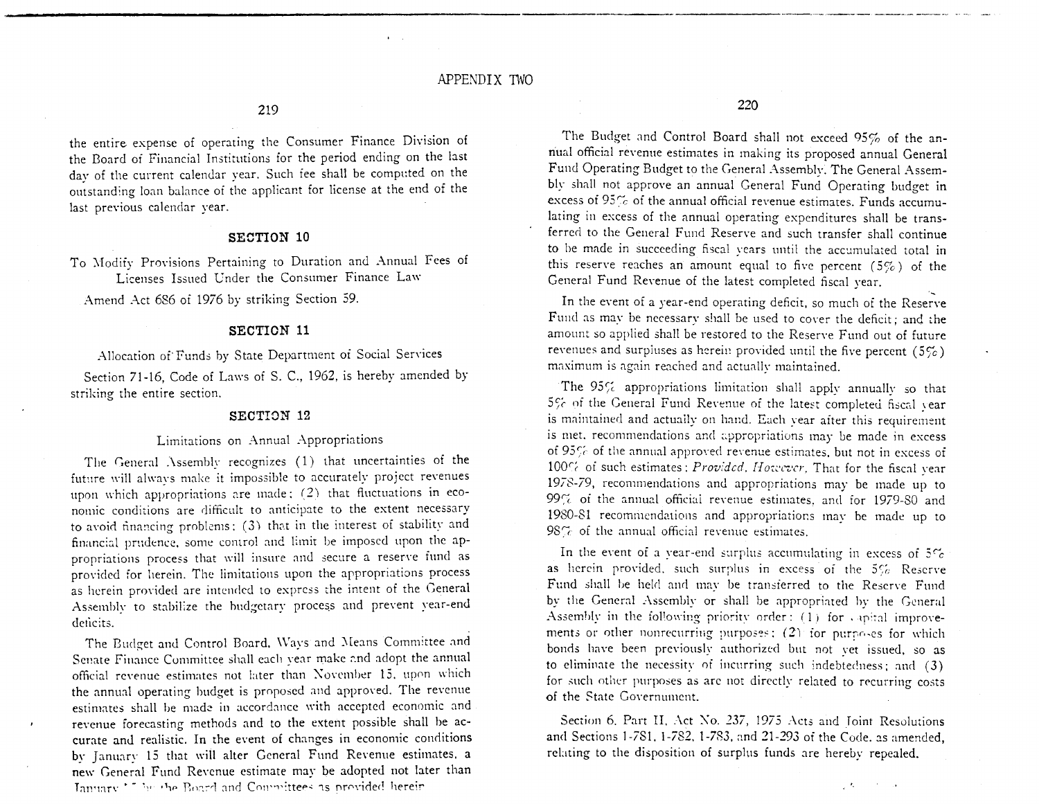the entire expense of operating the Consumer Finance Division of the Board of Financial Institutions for the period ending on the last day of the current calendar year. Such fee shall be computed on the outstanding loan balance of the applicant for license at the end of the last previous calendar year.

### SECTION 10

To Modify Provisions Pertaining to Duration and Annual Fees of Licenses Issued Under the Consumer Finance Law

Amend Act 686 of 1976 by striking Section 59.

### SECTION 11

Allocation of Funds by State Department of Social Services

Section 71-16, Code of Laws of S. C., 1962, is hereby amended by striking the entire section.

### SECTION 12

Limitations on Annual Appropriations

The General Assembly recognizes (1) that uncertainties of the future will always make it impossible to accurately project revenues upon which appropriations are made; (2) that fluctuations in economic conditions are difficult to anticipate to the extent necessary to avoid financing problems; (3) that in the interest of stability and financial prudence, some control and limit be imposed upon the appropriations process that will insure and secure a reserve fund as provided for herein. The limitations upon the appropriations process as herein provided are intended to express the intent of the General Assembly to stabilize the budgetary process and prevent year-end deficits.

The Budget and Control Board, Ways and Means Committee and Senate Finance Committee shall each year make and adopt the annual official revenue estimates not later than November 15, upon which the annual operating budget is proposed and approved. The revenue estimates shall be made in accordance with accepted economic and revenue forecasting methods and to the extent possible shall be accurate and realistic. In the event of changes in economic conditions by January 15 that will alter General Fund Revenue estimates, a new General Fund Revenue estimate may be adopted not later than January 15 by the Board and Committees as provided herein.

The Budget and Control Board shall not exceed 95% of the annual official revenue estimates in making its proposed annual General Fund Operating Budget to the General Assembly. The General Assembly shall not approve an annual General Fund Operating budget in excess of 95% of the annual official revenue estimates. Funds accumulating in excess of the annual operating expenditures shall be transferred to the General Fund Reserve and such transfer shall continue to be made in succeeding fiscal years until the accumulated total in this reserve reaches an amount equal to five percent (5%) of the General Fund Revenue of the latest completed fiscal year.

In the event of a year-end operating deficit, so much of the Reserve Fund as may be necessary shall be used to cover the deficit; and the amount so applied shall be restored to the Reserve Fund out of future revenues and surpluses as herein provided until the five percent (5%) maximum is again reached and actually maintained.

The 95% appropriations limitation shall apply annually so that 5% of the General Fund Revenue of the latest completed fiscal year is maintained and actually on hand. Each year after this requirement is met, recommendations and appropriations may be made in excess of 95% of the annual approved revenue estimates, but not in excess of 100% of such estimates; *Provided, However,* That for the fiscal year 1978-79, recommendations and appropriations may be made up to 99% of the annual official revenue estimates, and for 1979-80 and 1980-81 recommendations and appropriations may be made up to 98% of the annual official revenue estimates.

In the event of a year-end surplus accumulating in excess of 5% as herein provided, such surplus in excess of the 5% Reserve Fund shall be held and may be transferred to the Reserve Fund by the General Assembly or shall be appropriated by the General Assembly in the following priority order: (1) for capital improvements or other nonrecurring purposes; (2) for purposes for which bonds have been previously authorized but not yet issued, so as to eliminate the necessity of incurring such indebtedness; and (3) for such other purposes as are not directly related to recurring costs of the State Government.

Section 6, Part II, Act No. 237, 1975 Acts and Joint Resolutions and Sections 1-781, 1-782, 1-783, and 21-293 of the Code, as amended, relating to the disposition of surplus funds are hereby repealed.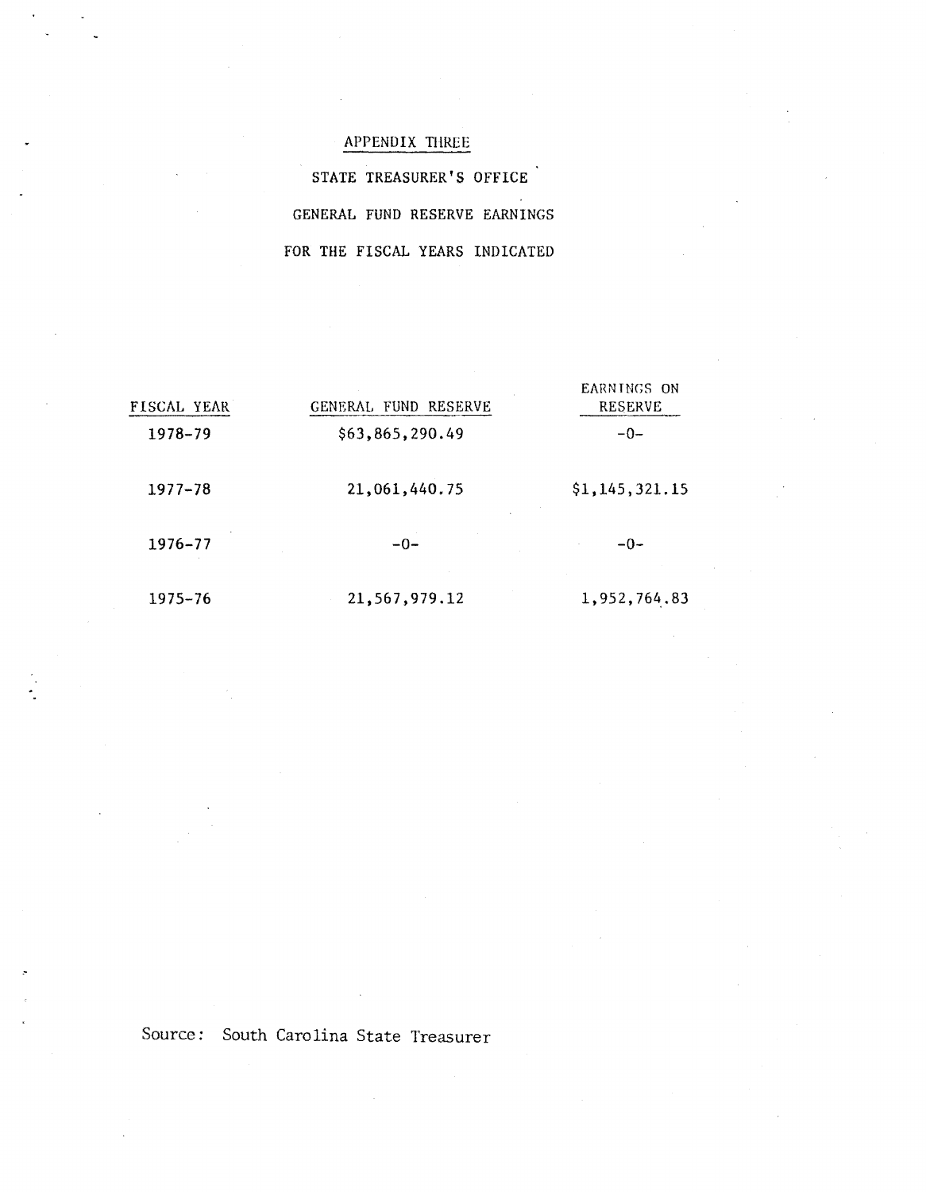# APPENDIX THREE

## STATE TREASURER'S OFFICE

## GENERAL FUND RESERVE EARNINGS

## FOR THE FISCAL YEARS INDICATED

| FISCAL YEAR | GENERAL FUND RESERVE | EARNINGS ON RESERVE |
|---|---|---|
| 1978-79 | $63,865,290.49 | -0- |
| 1977-78 | 21,061,440.75 | $1,145,321.15 |
| 1976-77 | -0- | -0- |
| 1975-76 | 21,567,979.12 | 1,952,764.83 |

Source: South Carolina State Treasurer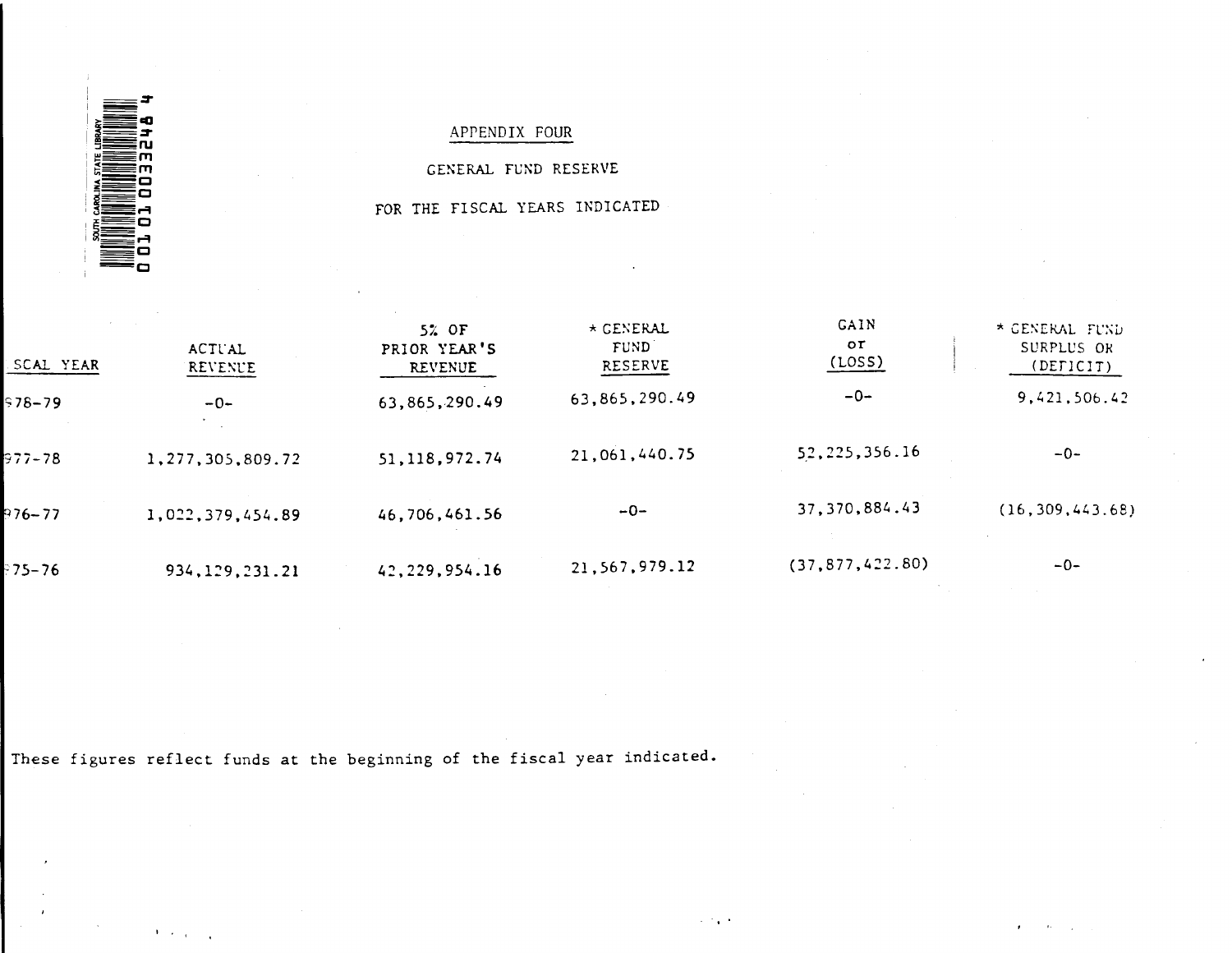## APPENDIX FOUR

### GENERAL FUND RESERVE

### FOR THE FISCAL YEARS INDICATED

| SCAL YEAR | ACTUAL REVENUE | 5% OF PRIOR YEAR'S REVENUE | * GENERAL FUND RESERVE | GAIN or (LOSS) | * GENERAL FUND SURPLUS OR (DEFICIT) |
|---|---|---|---|---|---|
| 978-79 | -0- | 63,865,290.49 | 63,865,290.49 | -0- | 9,421,506.42 |
| 977-78 | 1,277,305,809.72 | 51,118,972.74 | 21,061,440.75 | 52,225,356.16 | -0- |
| 976-77 | 1,022,379,454.89 | 46,706,461.56 | -0- | 37,370,884.43 | (16,309,443.68) |
| 975-76 | 934,129,231.21 | 42,229,954.16 | 21,567,979.12 | (37,877,422.80) | -0- |

These figures reflect funds at the beginning of the fiscal year indicated.